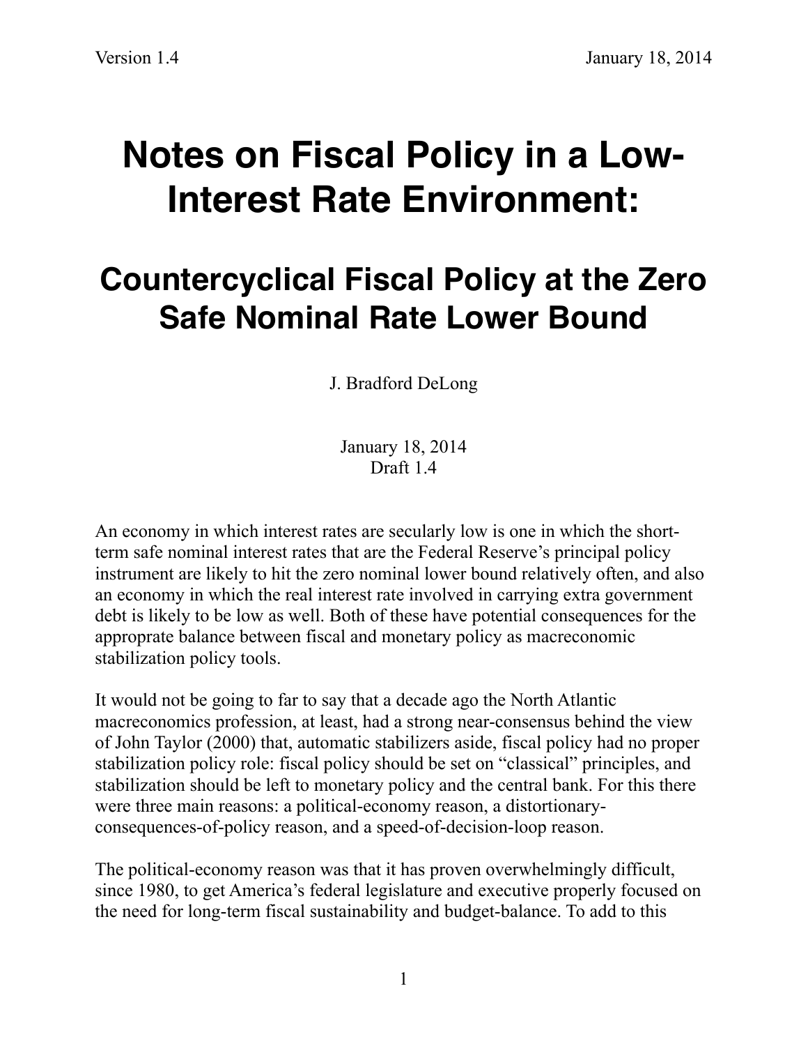# Notes on Fiscal Policy in a Low-Interest Rate Environment:

## Countercyclical Fiscal Policy at the Zero Safe Nominal Rate Lower Bound

J. Bradford DeLong

January 18, 2014
Draft 1.4

An economy in which interest rates are secularly low is one in which the short-term safe nominal interest rates that are the Federal Reserve's principal policy instrument are likely to hit the zero nominal lower bound relatively often, and also an economy in which the real interest rate involved in carrying extra government debt is likely to be low as well. Both of these have potential consequences for the approprate balance between fiscal and monetary policy as macreconomic stabilization policy tools.

It would not be going to far to say that a decade ago the North Atlantic macreconomics profession, at least, had a strong near-consensus behind the view of John Taylor (2000) that, automatic stabilizers aside, fiscal policy had no proper stabilization policy role: fiscal policy should be set on "classical" principles, and stabilization should be left to monetary policy and the central bank. For this there were three main reasons: a political-economy reason, a distortionary-consequences-of-policy reason, and a speed-of-decision-loop reason.

The political-economy reason was that it has proven overwhelmingly difficult, since 1980, to get America's federal legislature and executive properly focused on the need for long-term fiscal sustainability and budget-balance. To add to this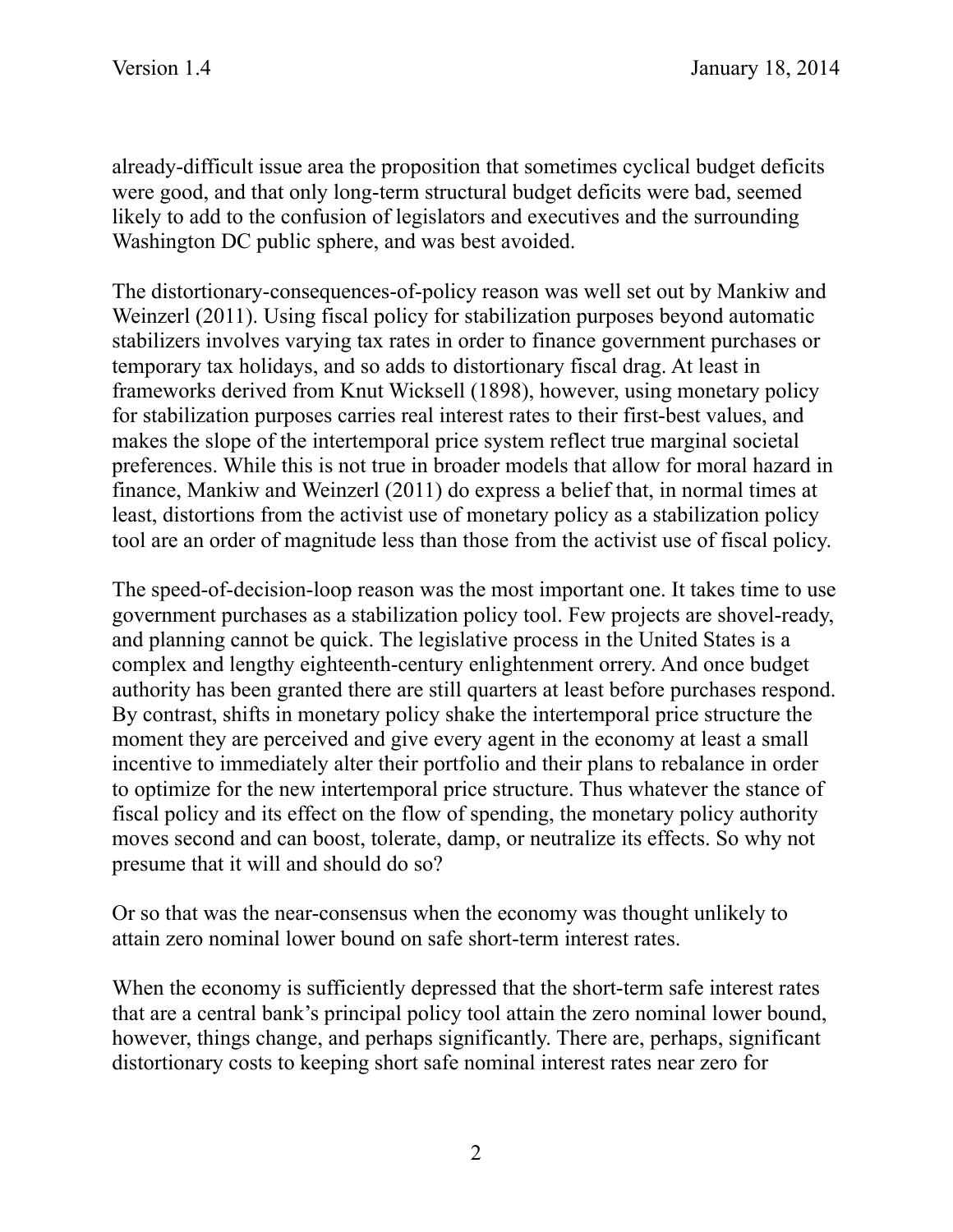already-difficult issue area the proposition that sometimes cyclical budget deficits were good, and that only long-term structural budget deficits were bad, seemed likely to add to the confusion of legislators and executives and the surrounding Washington DC public sphere, and was best avoided.

The distortionary-consequences-of-policy reason was well set out by Mankiw and Weinzerl (2011). Using fiscal policy for stabilization purposes beyond automatic stabilizers involves varying tax rates in order to finance government purchases or temporary tax holidays, and so adds to distortionary fiscal drag. At least in frameworks derived from Knut Wicksell (1898), however, using monetary policy for stabilization purposes carries real interest rates to their first-best values, and makes the slope of the intertemporal price system reflect true marginal societal preferences. While this is not true in broader models that allow for moral hazard in finance, Mankiw and Weinzerl (2011) do express a belief that, in normal times at least, distortions from the activist use of monetary policy as a stabilization policy tool are an order of magnitude less than those from the activist use of fiscal policy.

The speed-of-decision-loop reason was the most important one. It takes time to use government purchases as a stabilization policy tool. Few projects are shovel-ready, and planning cannot be quick. The legislative process in the United States is a complex and lengthy eighteenth-century enlightenment orrery. And once budget authority has been granted there are still quarters at least before purchases respond. By contrast, shifts in monetary policy shake the intertemporal price structure the moment they are perceived and give every agent in the economy at least a small incentive to immediately alter their portfolio and their plans to rebalance in order to optimize for the new intertemporal price structure. Thus whatever the stance of fiscal policy and its effect on the flow of spending, the monetary policy authority moves second and can boost, tolerate, damp, or neutralize its effects. So why not presume that it will and should do so?

Or so that was the near-consensus when the economy was thought unlikely to attain zero nominal lower bound on safe short-term interest rates.

When the economy is sufficiently depressed that the short-term safe interest rates that are a central bank's principal policy tool attain the zero nominal lower bound, however, things change, and perhaps significantly. There are, perhaps, significant distortionary costs to keeping short safe nominal interest rates near zero for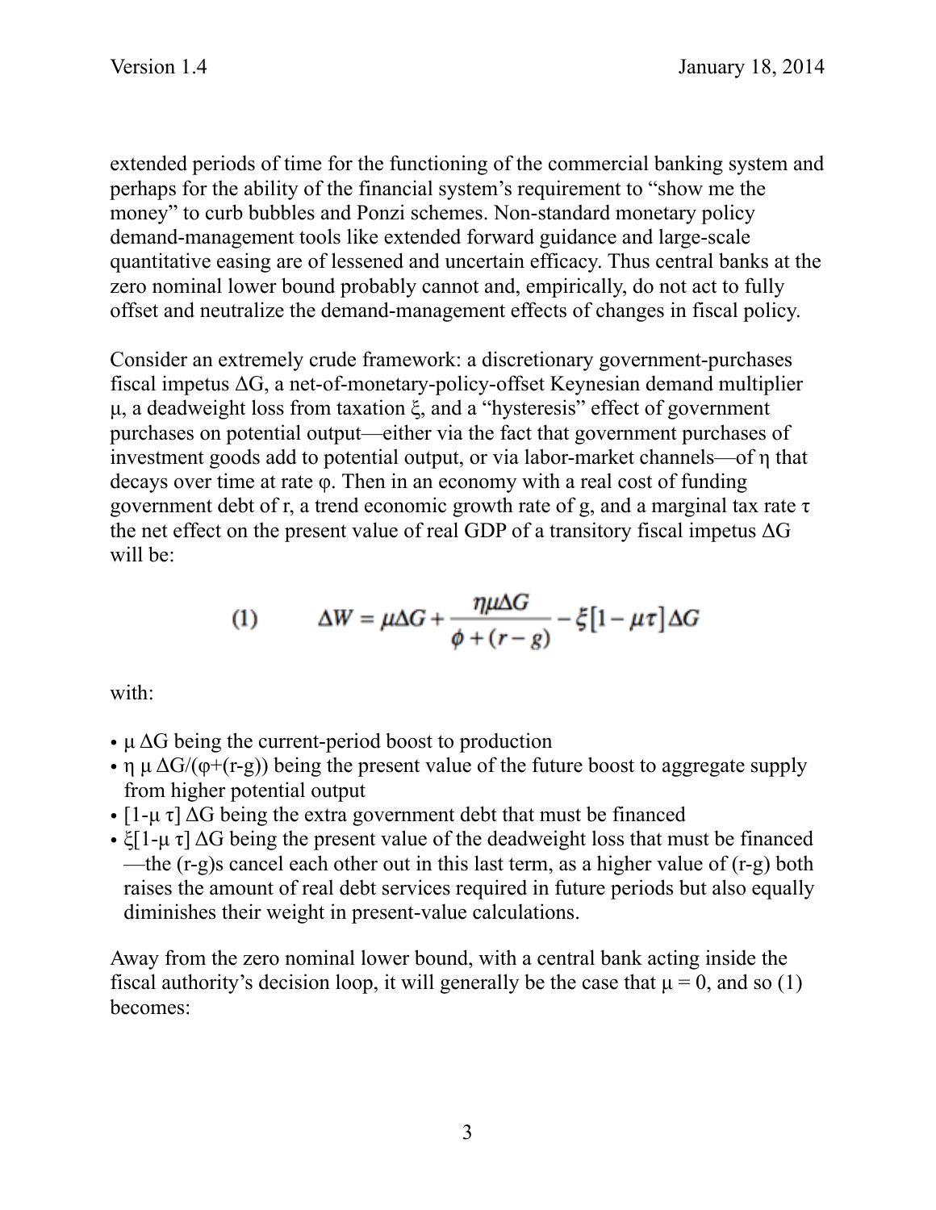extended periods of time for the functioning of the commercial banking system and perhaps for the ability of the financial system's requirement to "show me the money" to curb bubbles and Ponzi schemes. Non-standard monetary policy demand-management tools like extended forward guidance and large-scale quantitative easing are of lessened and uncertain efficacy. Thus central banks at the zero nominal lower bound probably cannot and, empirically, do not act to fully offset and neutralize the demand-management effects of changes in fiscal policy.

Consider an extremely crude framework: a discretionary government-purchases fiscal impetus $\Delta G$, a net-of-monetary-policy-offset Keynesian demand multiplier $\mu$, a deadweight loss from taxation $\xi$, and a "hysteresis" effect of government purchases on potential output—either via the fact that government purchases of investment goods add to potential output, or via labor-market channels—of $\eta$ that decays over time at rate $\varphi$. Then in an economy with a real cost of funding government debt of r, a trend economic growth rate of g, and a marginal tax rate $\tau$ the net effect on the present value of real GDP of a transitory fiscal impetus $\Delta G$ will be:

$$(1) \qquad \Delta W = \mu \Delta G + \frac{\eta \mu \Delta G}{\phi + (r-g)} - \xi[1 - \mu\tau]\Delta G$$

with:

- $\mu \Delta G$ being the current-period boost to production
- $\eta \mu \Delta G/(\varphi+(r-g))$ being the present value of the future boost to aggregate supply from higher potential output
- $[1-\mu \tau] \Delta G$ being the extra government debt that must be financed
- $\xi[1-\mu \tau] \Delta G$ being the present value of the deadweight loss that must be financed —the (r-g)s cancel each other out in this last term, as a higher value of (r-g) both raises the amount of real debt services required in future periods but also equally diminishes their weight in present-value calculations.

Away from the zero nominal lower bound, with a central bank acting inside the fiscal authority's decision loop, it will generally be the case that $\mu = 0$, and so (1) becomes: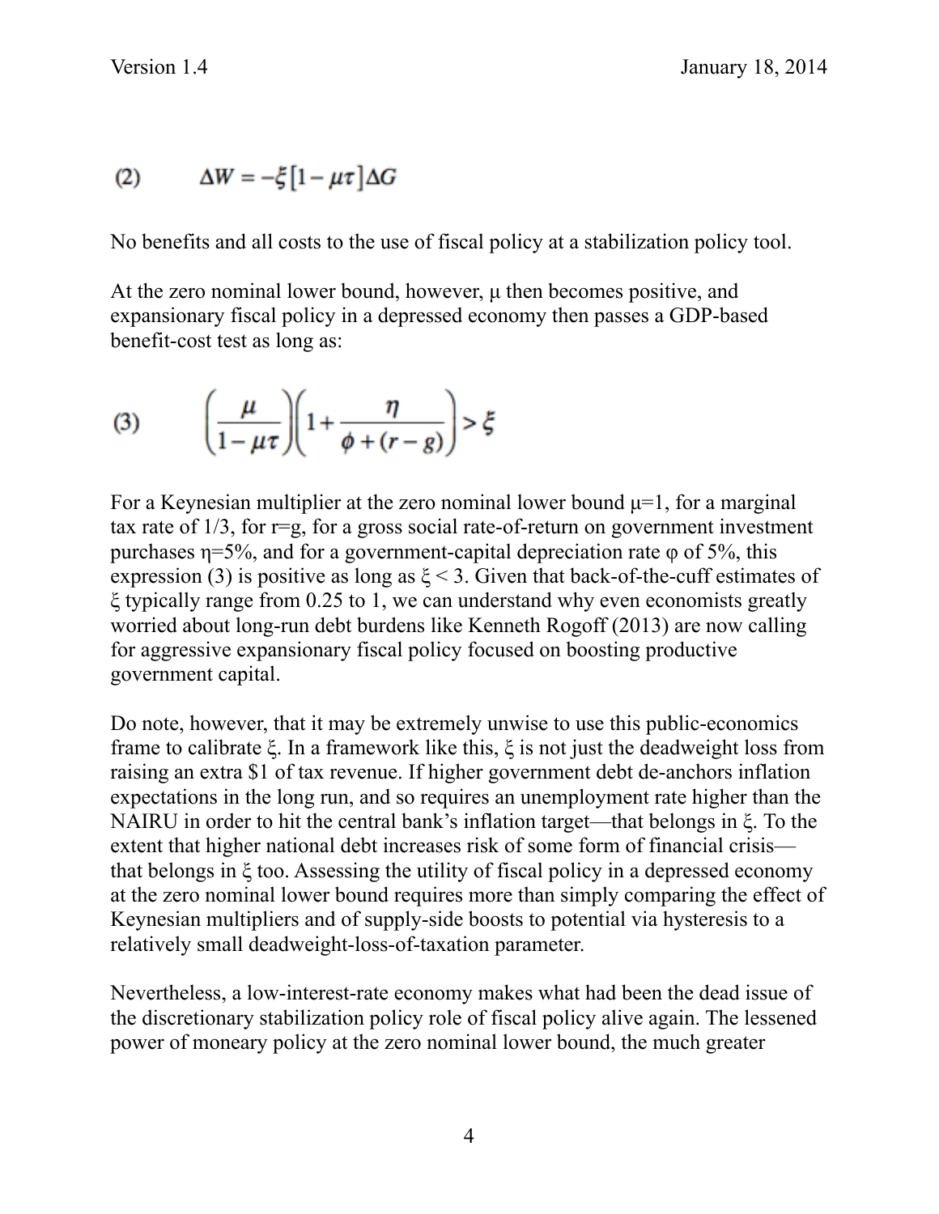$$(2) \qquad \Delta W = -\xi\left[1 - \mu\tau\right]\Delta G$$

No benefits and all costs to the use of fiscal policy at a stabilization policy tool.

At the zero nominal lower bound, however, μ then becomes positive, and expansionary fiscal policy in a depressed economy then passes a GDP-based benefit-cost test as long as:

$$(3) \qquad \left(\frac{\mu}{1-\mu\tau}\right)\left(1 + \frac{\eta}{\phi + (r-g)}\right) > \xi$$

For a Keynesian multiplier at the zero nominal lower bound $\mu$=1, for a marginal tax rate of 1/3, for r=g, for a gross social rate-of-return on government investment purchases $\eta$=5%, and for a government-capital depreciation rate $\varphi$ of 5%, this expression (3) is positive as long as $\xi < 3$. Given that back-of-the-cuff estimates of $\xi$ typically range from 0.25 to 1, we can understand why even economists greatly worried about long-run debt burdens like Kenneth Rogoff (2013) are now calling for aggressive expansionary fiscal policy focused on boosting productive government capital.

Do note, however, that it may be extremely unwise to use this public-economics frame to calibrate $\xi$. In a framework like this, $\xi$ is not just the deadweight loss from raising an extra $1 of tax revenue. If higher government debt de-anchors inflation expectations in the long run, and so requires an unemployment rate higher than the NAIRU in order to hit the central bank's inflation target—that belongs in $\xi$. To the extent that higher national debt increases risk of some form of financial crisis—that belongs in $\xi$ too. Assessing the utility of fiscal policy in a depressed economy at the zero nominal lower bound requires more than simply comparing the effect of Keynesian multipliers and of supply-side boosts to potential via hysteresis to a relatively small deadweight-loss-of-taxation parameter.

Nevertheless, a low-interest-rate economy makes what had been the dead issue of the discretionary stabilization policy role of fiscal policy alive again. The lessened power of moneary policy at the zero nominal lower bound, the much greater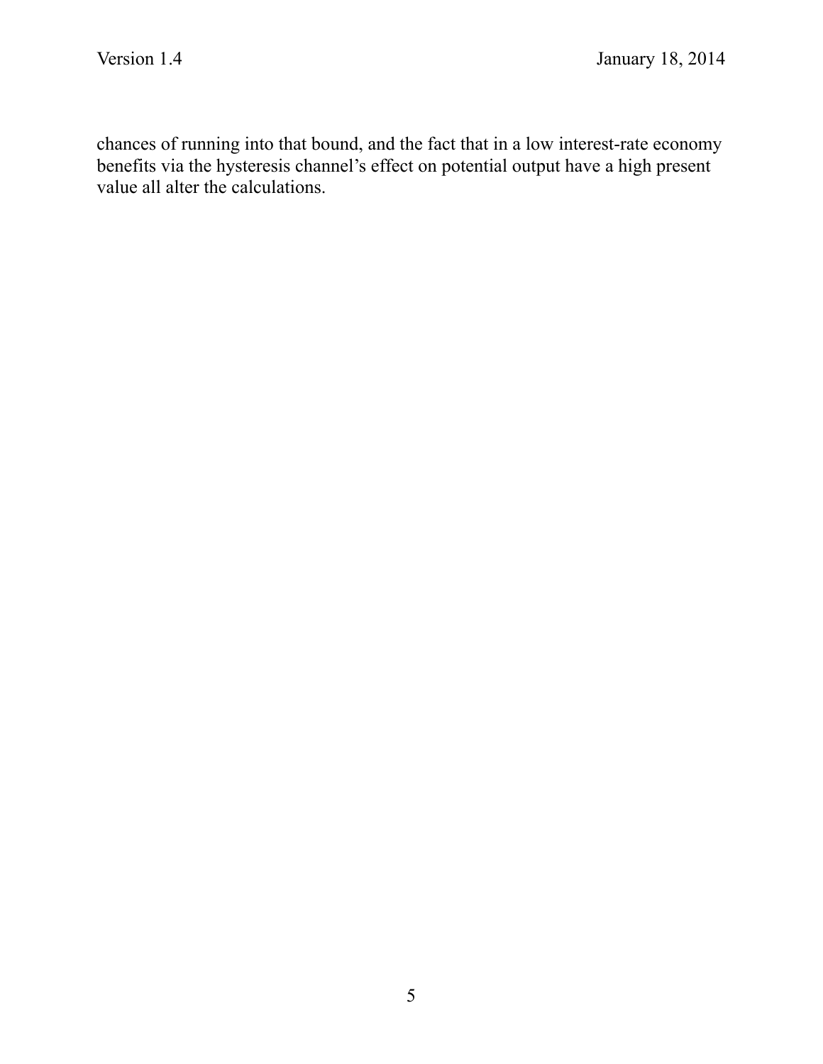chances of running into that bound, and the fact that in a low interest-rate economy benefits via the hysteresis channel's effect on potential output have a high present value all alter the calculations.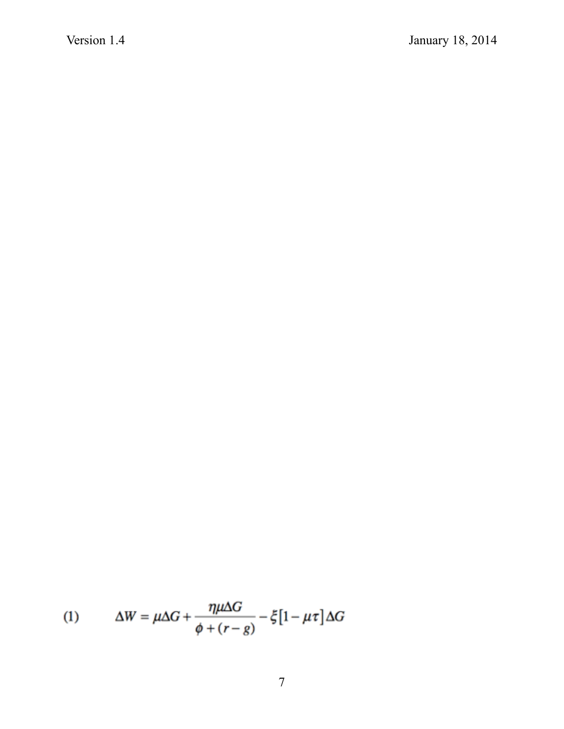$$\Delta W = \mu \Delta G + \frac{\eta \mu \Delta G}{\phi + (r - g)} - \xi [1 - \mu \tau] \Delta G \tag{1}$$